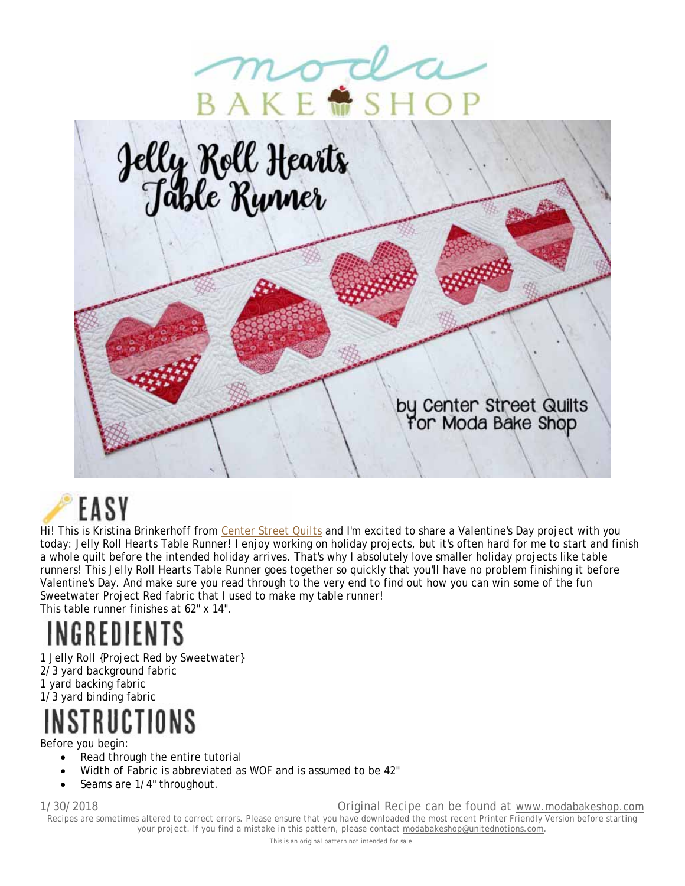# EASY

Hi! This is Kristina Brinkerhoff from Center Street Quilts and I'm excited to share a Valentine's Day project with you today: Jelly Roll Hearts Table Runner! I enjoy working on holiday projects, but it's often hard for me to start and finish a whole quilt before the intended holiday arrives. That's why I absolutely love smaller holiday projects like table runners! This Jelly Roll Hearts Table Runner goes together so quickly that you'll have no problem finishing it before Valentine's Day. And make sure you read through to the very end to find out how you can win some of the fun Sweetwater Project Red fabric that I used to make my table runner!

This table runner finishes at 62" x 14".

# INGREDIENTS

1 Jelly Roll {Project Red by Sweetwater}
2/3 yard background fabric
1 yard backing fabric
1/3 yard binding fabric

# INSTRUCTIONS

Before you begin:

- Read through the entire tutorial
- Width of Fabric is abbreviated as WOF and is assumed to be 42"
- Seams are 1/4" throughout.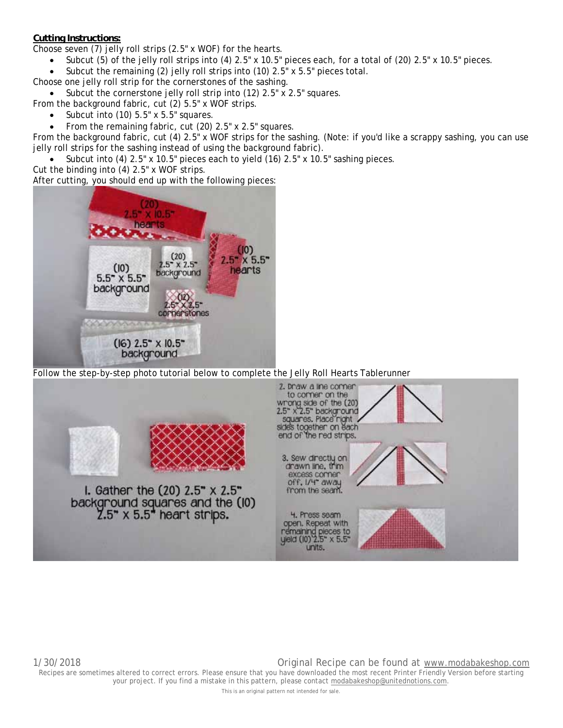**Cutting Instructions:**

Choose seven (7) jelly roll strips (2.5" x WOF) for the hearts.

- Subcut (5) of the jelly roll strips into (4) 2.5" x 10.5" pieces each, for a total of (20) 2.5" x 10.5" pieces.
- Subcut the remaining (2) jelly roll strips into (10) 2.5" x 5.5" pieces total.

Choose one jelly roll strip for the cornerstones of the sashing.

- Subcut the cornerstone jelly roll strip into (12) 2.5" x 2.5" squares.

From the background fabric, cut (2) 5.5" x WOF strips.

- Subcut into (10) 5.5" x 5.5" squares.
- From the remaining fabric, cut (20) 2.5" x 2.5" squares.

From the background fabric, cut (4) 2.5" x WOF strips for the sashing. (Note: if you'd like a scrappy sashing, you can use jelly roll strips for the sashing instead of using the background fabric).

- Subcut into (4) 2.5" x 10.5" pieces each to yield (16) 2.5" x 10.5" sashing pieces.

Cut the binding into (4) 2.5" x WOF strips.

After cutting, you should end up with the following pieces:

Follow the step-by-step photo tutorial below to complete the Jelly Roll Hearts Tablerunner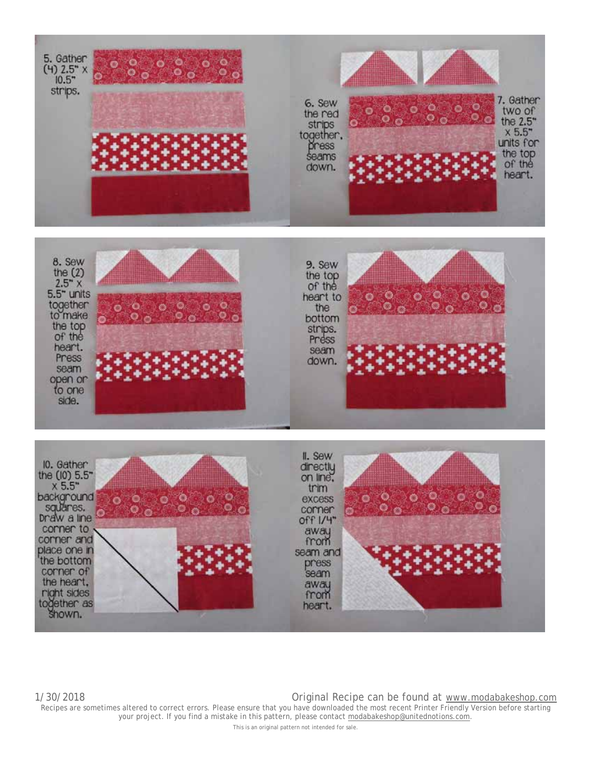5. Gather (4) 2.5" x 10.5" strips.

6. Sew the red strips together, press seams down.

7. Gather two of the 2.5" x 5.5" units for the top of the heart.

8. Sew the (2) 2.5" x 5.5" units together to make the top of the heart. Press seam open or to one side.

9. Sew the top of the heart to the bottom strips. Press seam down.

10. Gather the (10) 5.5" x 5.5" background squares. Draw a line corner to corner and place one in the bottom corner of the heart, right sides together as shown.

11. Sew directly on line, trim excess corner off 1/4" away from seam and press seam away from heart.

1/30/2018

Original Recipe can be found at www.modabakeshop.com

Recipes are sometimes altered to correct errors. Please ensure that you have downloaded the most recent Printer Friendly Version before starting your project. If you find a mistake in this pattern, please contact modabakeshop@unitednotions.com.

This is an original pattern not intended for sale.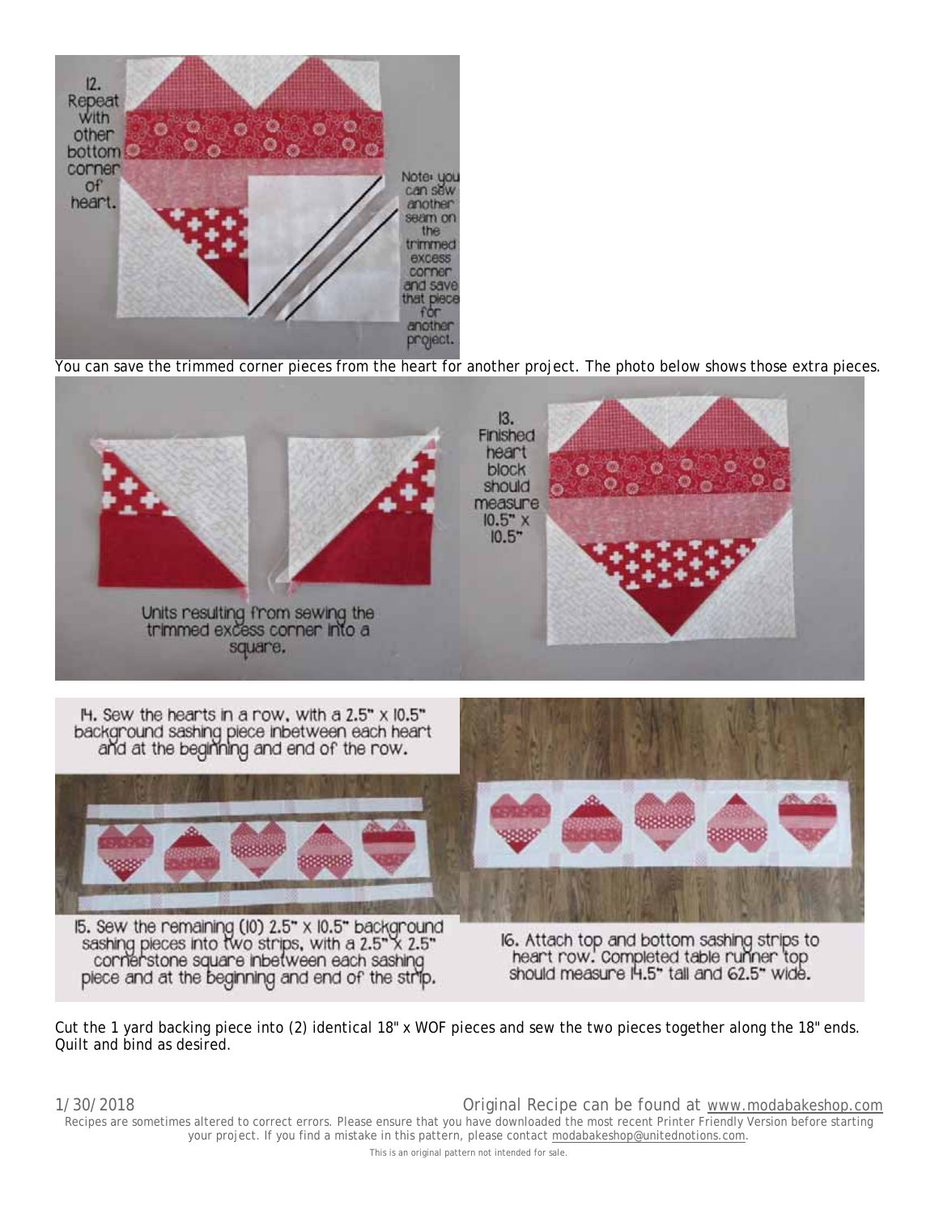12. Repeat with other bottom corner of heart.

Note: you can sew another seam on the trimmed excess corner and save that piece for another project.

You can save the trimmed corner pieces from the heart for another project. The photo below shows those extra pieces.

Units resulting from sewing the trimmed excess corner into a square.

13. Finished heart block should measure 10.5" x 10.5"

14. Sew the hearts in a row, with a 2.5" x 10.5" background sashing piece inbetween each heart and at the beginning and end of the row.

15. Sew the remaining (10) 2.5" x 10.5" background sashing pieces into two strips, with a 2.5" x 2.5" cornerstone square inbetween each sashing piece and at the beginning and end of the strip.

16. Attach top and bottom sashing strips to heart row. Completed table runner top should measure 14.5" tall and 62.5" wide.

Cut the 1 yard backing piece into (2) identical 18" x WOF pieces and sew the two pieces together along the 18" ends. Quilt and bind as desired.

1/30/2018 Original Recipe can be found at www.modabakeshop.com

Recipes are sometimes altered to correct errors. Please ensure that you have downloaded the most recent Printer Friendly Version before starting your project. If you find a mistake in this pattern, please contact modabakeshop@unitednotions.com.

This is an original pattern not intended for sale.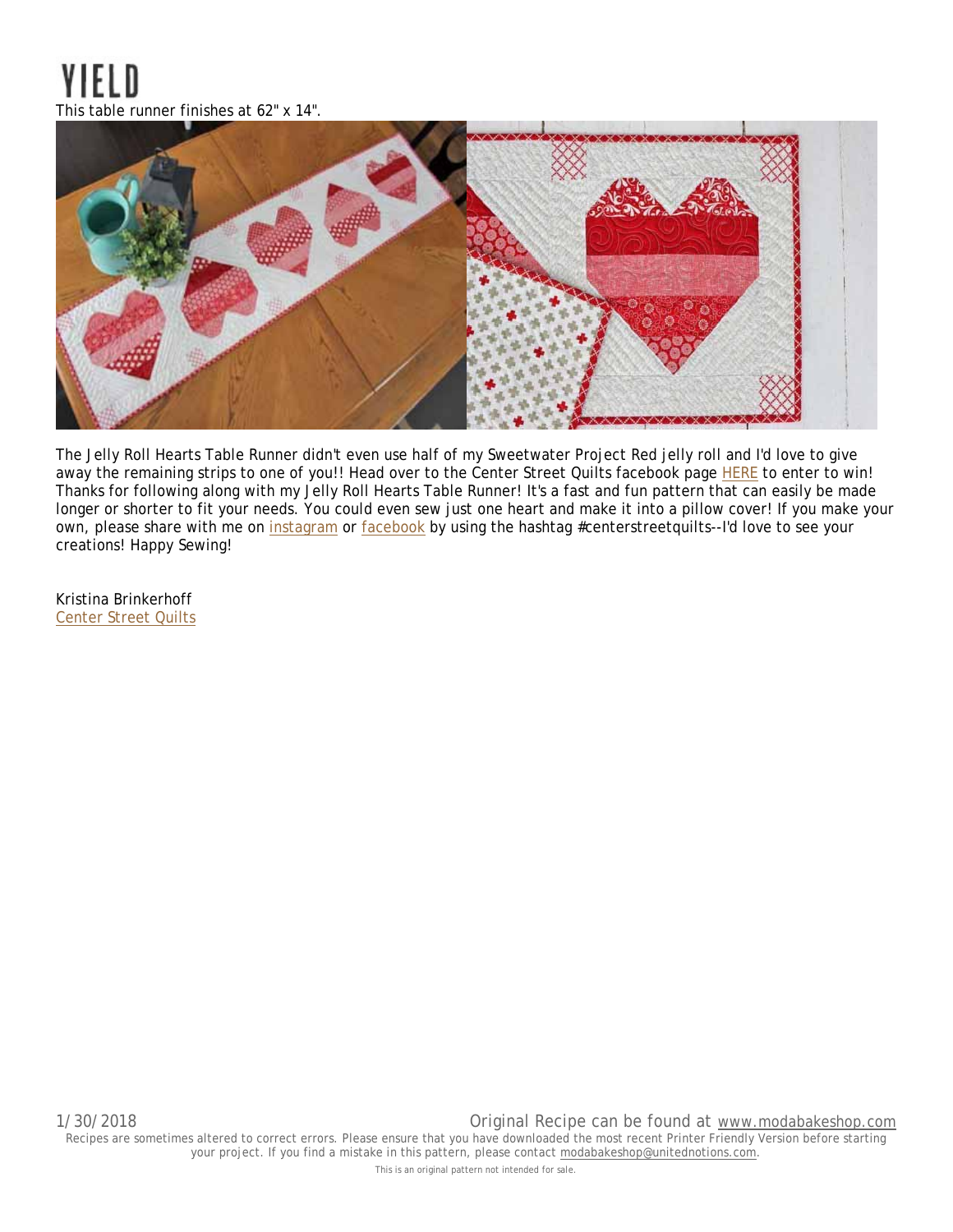# YIELD

This table runner finishes at 62" x 14".

The Jelly Roll Hearts Table Runner didn't even use half of my Sweetwater Project Red jelly roll and I'd love to give away the remaining strips to one of you!! Head over to the Center Street Quilts facebook page HERE to enter to win! Thanks for following along with my Jelly Roll Hearts Table Runner! It's a fast and fun pattern that can easily be made longer or shorter to fit your needs. You could even sew just one heart and make it into a pillow cover! If you make your own, please share with me on instagram or facebook by using the hashtag #centerstreetquilts--I'd love to see your creations! Happy Sewing!

Kristina Brinkerhoff
Center Street Quilts

1/30/2018 Original Recipe can be found at www.modabakeshop.com

Recipes are sometimes altered to correct errors. Please ensure that you have downloaded the most recent Printer Friendly Version before starting your project. If you find a mistake in this pattern, please contact modabakeshop@unitednotions.com.

This is an original pattern not intended for sale.